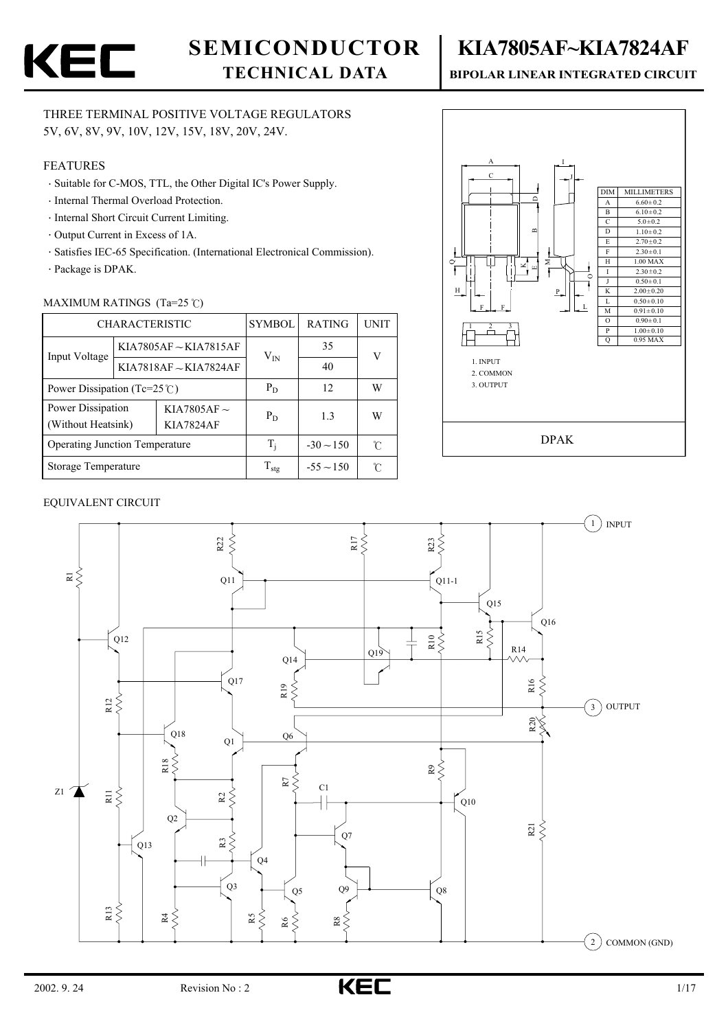# KEC SEMICONDUCTOR TECHNICAL DATA

# KIA7805AF~KIA7824AF

**BIPOLAR LINEAR INTEGRATED CIRCUIT**

THREE TERMINAL POSITIVE VOLTAGE REGULATORS

5V, 6V, 8V, 9V, 10V, 12V, 15V, 18V, 20V, 24V.

## FEATURES

- Suitable for C-MOS, TTL, the Other Digital IC's Power Supply.
- Internal Thermal Overload Protection.
- Internal Short Circuit Current Limiting.
- Output Current in Excess of 1A.
- Satisfies IEC-65 Specification. (International Electronical Commission).
- Package is DPAK.

## MAXIMUM RATINGS (Ta=25 ℃)

| CHARACTERISTIC | | SYMBOL | RATING | UNIT |
|---|---|---|---|---|
| Input Voltage | KIA7805AF ~ KIA7815AF | $V_{IN}$ | 35 | V |
| | KIA7818AF ~ KIA7824AF | | 40 | |
| Power Dissipation (Tc=25℃) | | $P_D$ | 12 | W |
| Power Dissipation (Without Heatsink) | KIA7805AF ~ KIA7824AF | $P_D$ | 1.3 | W |
| Operating Junction Temperature | | $T_j$ | -30 ~ 150 | ℃ |
| Storage Temperature | | $T_{stg}$ | -55 ~ 150 | ℃ |

| DIM | MILLIMETERS |
|---|---|
| A | 6.60 ± 0.2 |
| B | 6.10 ± 0.2 |
| C | 5.0 ± 0.2 |
| D | 1.10 ± 0.2 |
| E | 2.70 ± 0.2 |
| F | 2.30 ± 0.1 |
| H | 1.00 MAX |
| I | 2.30 ± 0.2 |
| J | 0.50 ± 0.1 |
| K | 2.00 ± 0.20 |
| L | 0.50 ± 0.10 |
| M | 0.91 ± 0.10 |
| O | 0.90 ± 0.1 |
| P | 1.00 ± 0.10 |
| Q | 0.95 MAX |

1. INPUT
2. COMMON
3. OUTPUT

DPAK

## EQUIVALENT CIRCUIT

1 INPUT

3 OUTPUT

2 COMMON (GND)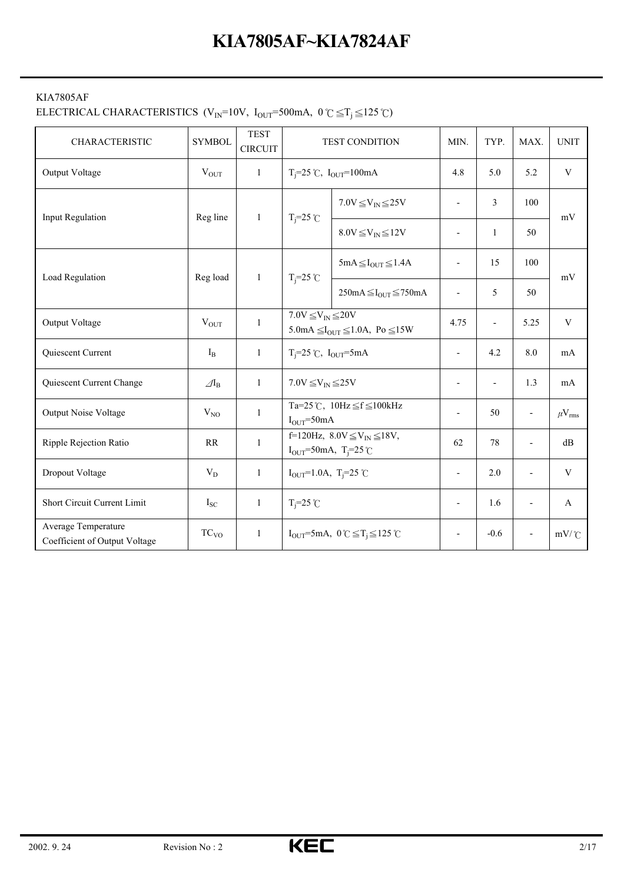KIA7805AF

ELECTRICAL CHARACTERISTICS ($V_{IN}$=10V, $I_{OUT}$=500mA, 0℃≦$T_j$≦125℃)

| CHARACTERISTIC | SYMBOL | TEST CIRCUIT | TEST CONDITION | | MIN. | TYP. | MAX. | UNIT |
|---|---|---|---|---|---|---|---|---|
| Output Voltage | $V_{OUT}$ | 1 | $T_j$=25℃, $I_{OUT}$=100mA | | 4.8 | 5.0 | 5.2 | V |
| Input Regulation | Reg line | 1 | $T_j$=25℃ | 7.0V≦$V_{IN}$≦25V | - | 3 | 100 | mV |
| | | | | 8.0V≦$V_{IN}$≦12V | - | 1 | 50 | |
| Load Regulation | Reg load | 1 | $T_j$=25℃ | 5mA≦$I_{OUT}$≦1.4A | - | 15 | 100 | mV |
| | | | | 250mA≦$I_{OUT}$≦750mA | - | 5 | 50 | |
| Output Voltage | $V_{OUT}$ | 1 | 7.0V≦$V_{IN}$≦20V 5.0mA≦$I_{OUT}$≦1.0A, Po≦15W | | 4.75 | - | 5.25 | V |
| Quiescent Current | $I_B$ | 1 | $T_j$=25℃, $I_{OUT}$=5mA | | - | 4.2 | 8.0 | mA |
| Quiescent Current Change | $\Delta I_B$ | 1 | 7.0V≦$V_{IN}$≦25V | | - | - | 1.3 | mA |
| Output Noise Voltage | $V_{NO}$ | 1 | Ta=25℃, 10Hz≦f≦100kHz $I_{OUT}$=50mA | | - | 50 | - | $\mu V_{rms}$ |
| Ripple Rejection Ratio | RR | 1 | f=120Hz, 8.0V≦$V_{IN}$≦18V, $I_{OUT}$=50mA, $T_j$=25℃ | | 62 | 78 | - | dB |
| Dropout Voltage | $V_D$ | 1 | $I_{OUT}$=1.0A, $T_j$=25℃ | | - | 2.0 | - | V |
| Short Circuit Current Limit | $I_{SC}$ | 1 | $T_j$=25℃ | | - | 1.6 | - | A |
| Average Temperature Coefficient of Output Voltage | $TC_{VO}$ | 1 | $I_{OUT}$=5mA, 0℃≦$T_j$≦125℃ | | - | -0.6 | - | mV/℃ |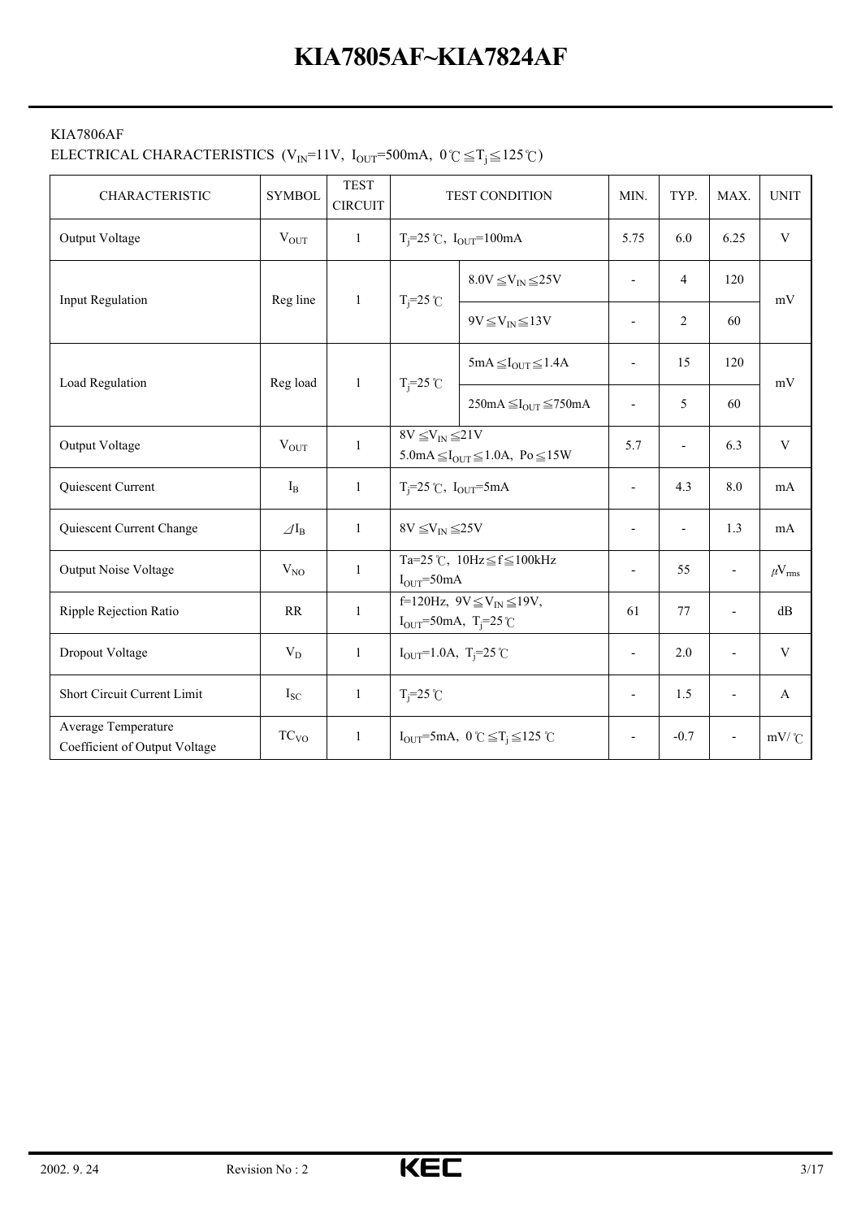KIA7806AF

ELECTRICAL CHARACTERISTICS ($V_{IN}$=11V, $I_{OUT}$=500mA, 0℃≦$T_j$≦125℃)

| CHARACTERISTIC | SYMBOL | TEST CIRCUIT | TEST CONDITION | | MIN. | TYP. | MAX. | UNIT |
|---|---|---|---|---|---|---|---|---|
| Output Voltage | $V_{OUT}$ | 1 | $T_j$=25℃, $I_{OUT}$=100mA | | 5.75 | 6.0 | 6.25 | V |
| Input Regulation | Reg line | 1 | $T_j$=25℃ | 8.0V≦$V_{IN}$≦25V | - | 4 | 120 | mV |
| | | | | 9V≦$V_{IN}$≦13V | - | 2 | 60 | |
| Load Regulation | Reg load | 1 | $T_j$=25℃ | 5mA≦$I_{OUT}$≦1.4A | - | 15 | 120 | mV |
| | | | | 250mA≦$I_{OUT}$≦750mA | - | 5 | 60 | |
| Output Voltage | $V_{OUT}$ | 1 | 8V≦$V_{IN}$≦21V 5.0mA≦$I_{OUT}$≦1.0A, Po≦15W | | 5.7 | - | 6.3 | V |
| Quiescent Current | $I_B$ | 1 | $T_j$=25℃, $I_{OUT}$=5mA | | - | 4.3 | 8.0 | mA |
| Quiescent Current Change | $\Delta I_B$ | 1 | 8V≦$V_{IN}$≦25V | | - | - | 1.3 | mA |
| Output Noise Voltage | $V_{NO}$ | 1 | Ta=25℃, 10Hz≦f≦100kHz $I_{OUT}$=50mA | | - | 55 | - | $\mu V_{rms}$ |
| Ripple Rejection Ratio | RR | 1 | f=120Hz, 9V≦$V_{IN}$≦19V, $I_{OUT}$=50mA, $T_j$=25℃ | | 61 | 77 | - | dB |
| Dropout Voltage | $V_D$ | 1 | $I_{OUT}$=1.0A, $T_j$=25℃ | | - | 2.0 | - | V |
| Short Circuit Current Limit | $I_{SC}$ | 1 | $T_j$=25℃ | | - | 1.5 | - | A |
| Average Temperature Coefficient of Output Voltage | $TC_{VO}$ | 1 | $I_{OUT}$=5mA, 0℃≦$T_j$≦125℃ | | - | -0.7 | - | mV/℃ |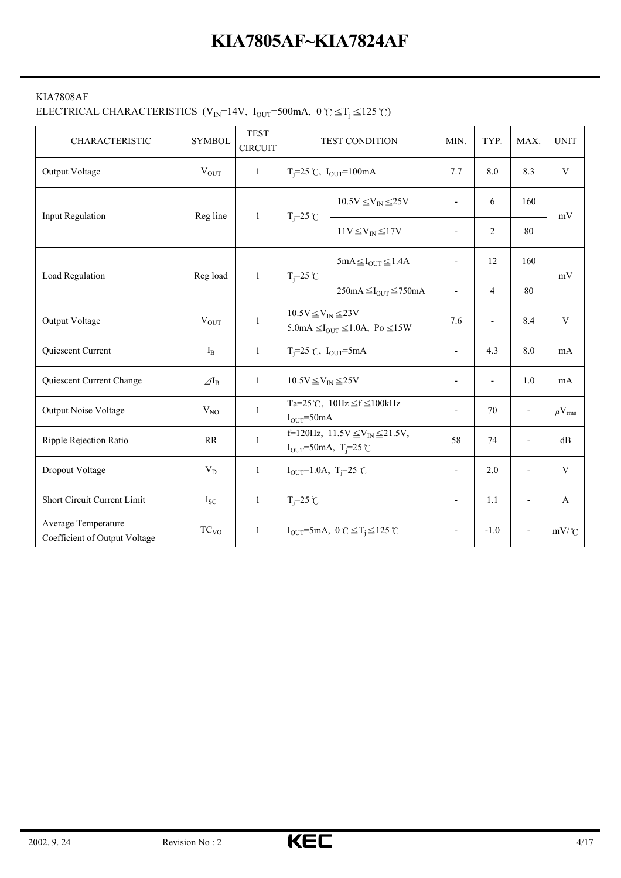# KIA7805AF~KIA7824AF

KIA7808AF

ELECTRICAL CHARACTERISTICS ($V_{IN}$=14V, $I_{OUT}$=500mA, 0℃≦$T_j$≦125℃)

| CHARACTERISTIC | SYMBOL | TEST CIRCUIT | TEST CONDITION | | MIN. | TYP. | MAX. | UNIT |
|---|---|---|---|---|---|---|---|---|
| Output Voltage | $V_{OUT}$ | 1 | $T_j$=25℃, $I_{OUT}$=100mA | | 7.7 | 8.0 | 8.3 | V |
| Input Regulation | Reg line | 1 | $T_j$=25℃ | 10.5V≦$V_{IN}$≦25V | - | 6 | 160 | mV |
| | | | | 11V≦$V_{IN}$≦17V | - | 2 | 80 | |
| Load Regulation | Reg load | 1 | $T_j$=25℃ | 5mA≦$I_{OUT}$≦1.4A | - | 12 | 160 | mV |
| | | | | 250mA≦$I_{OUT}$≦750mA | - | 4 | 80 | |
| Output Voltage | $V_{OUT}$ | 1 | 10.5V≦$V_{IN}$≦23V 5.0mA≦$I_{OUT}$≦1.0A, Po≦15W | | 7.6 | - | 8.4 | V |
| Quiescent Current | $I_B$ | 1 | $T_j$=25℃, $I_{OUT}$=5mA | | - | 4.3 | 8.0 | mA |
| Quiescent Current Change | $\Delta I_B$ | 1 | 10.5V≦$V_{IN}$≦25V | | - | - | 1.0 | mA |
| Output Noise Voltage | $V_{NO}$ | 1 | Ta=25℃, 10Hz≦f≦100kHz $I_{OUT}$=50mA | | - | 70 | - | $\mu V_{rms}$ |
| Ripple Rejection Ratio | RR | 1 | f=120Hz, 11.5V≦$V_{IN}$≦21.5V, $I_{OUT}$=50mA, $T_j$=25℃ | | 58 | 74 | - | dB |
| Dropout Voltage | $V_D$ | 1 | $I_{OUT}$=1.0A, $T_j$=25℃ | | - | 2.0 | - | V |
| Short Circuit Current Limit | $I_{SC}$ | 1 | $T_j$=25℃ | | - | 1.1 | - | A |
| Average Temperature Coefficient of Output Voltage | $TC_{VO}$ | 1 | $I_{OUT}$=5mA, 0℃≦$T_j$≦125℃ | | - | -1.0 | - | mV/℃ |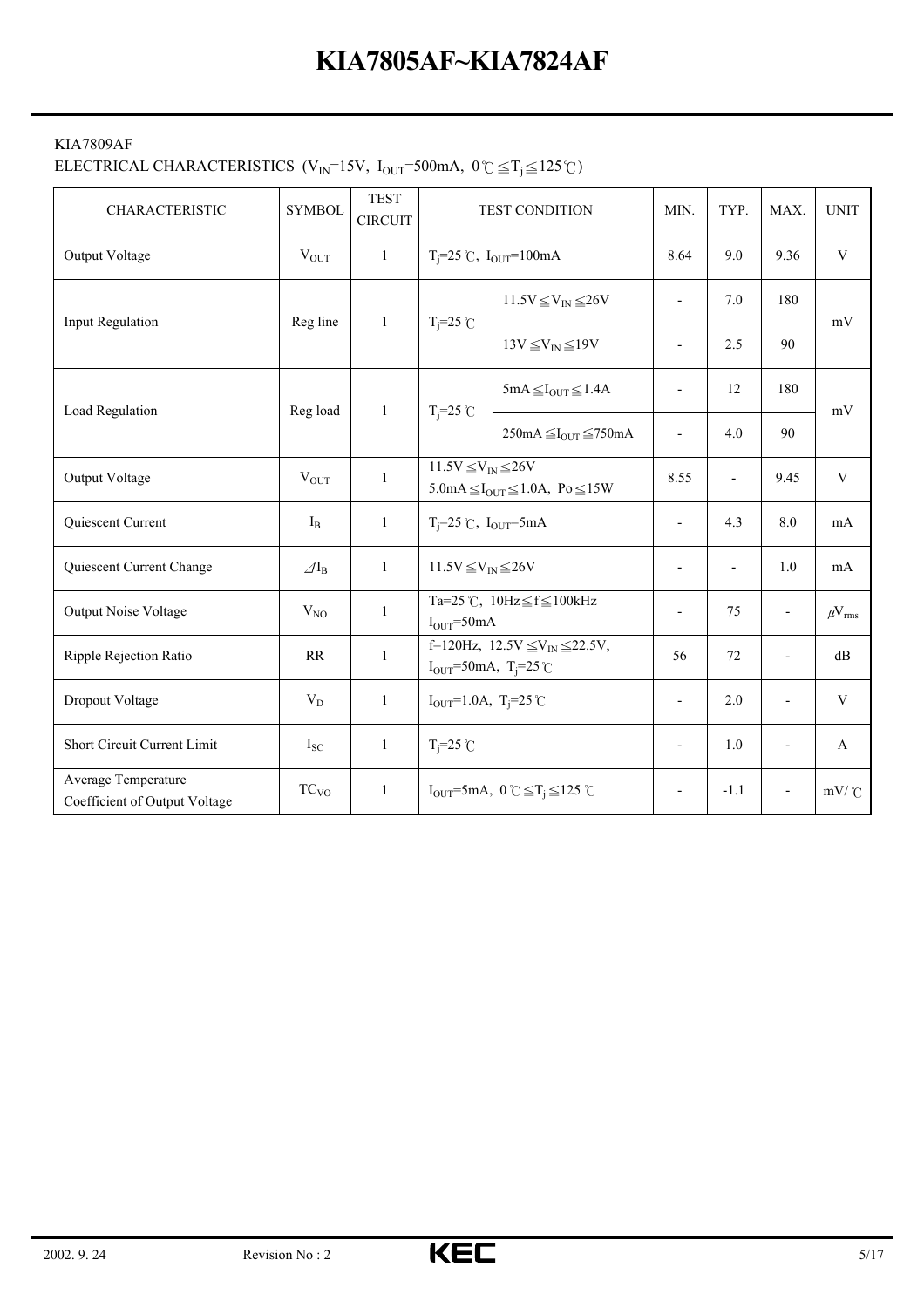KIA7809AF

ELECTRICAL CHARACTERISTICS ($V_{IN}$=15V, $I_{OUT}$=500mA, 0℃≦$T_j$≦125℃)

| CHARACTERISTIC | SYMBOL | TEST CIRCUIT | TEST CONDITION | | MIN. | TYP. | MAX. | UNIT |
|---|---|---|---|---|---|---|---|---|
| Output Voltage | $V_{OUT}$ | 1 | $T_j$=25℃, $I_{OUT}$=100mA | | 8.64 | 9.0 | 9.36 | V |
| Input Regulation | Reg line | 1 | $T_j$=25℃ | 11.5V≦$V_{IN}$≦26V | - | 7.0 | 180 | mV |
| | | | | 13V≦$V_{IN}$≦19V | - | 2.5 | 90 | |
| Load Regulation | Reg load | 1 | $T_j$=25℃ | 5mA≦$I_{OUT}$≦1.4A | - | 12 | 180 | mV |
| | | | | 250mA≦$I_{OUT}$≦750mA | - | 4.0 | 90 | |
| Output Voltage | $V_{OUT}$ | 1 | 11.5V≦$V_{IN}$≦26V 5.0mA≦$I_{OUT}$≦1.0A, Po≦15W | | 8.55 | - | 9.45 | V |
| Quiescent Current | $I_B$ | 1 | $T_j$=25℃, $I_{OUT}$=5mA | | - | 4.3 | 8.0 | mA |
| Quiescent Current Change | $\Delta I_B$ | 1 | 11.5V≦$V_{IN}$≦26V | | - | - | 1.0 | mA |
| Output Noise Voltage | $V_{NO}$ | 1 | Ta=25℃, 10Hz≦f≦100kHz $I_{OUT}$=50mA | | - | 75 | - | $\mu V_{rms}$ |
| Ripple Rejection Ratio | RR | 1 | f=120Hz, 12.5V≦$V_{IN}$≦22.5V, $I_{OUT}$=50mA, $T_j$=25℃ | | 56 | 72 | - | dB |
| Dropout Voltage | $V_D$ | 1 | $I_{OUT}$=1.0A, $T_j$=25℃ | | - | 2.0 | - | V |
| Short Circuit Current Limit | $I_{SC}$ | 1 | $T_j$=25℃ | | - | 1.0 | - | A |
| Average Temperature Coefficient of Output Voltage | $TC_{VO}$ | 1 | $I_{OUT}$=5mA, 0℃≦$T_j$≦125℃ | | - | -1.1 | - | mV/℃ |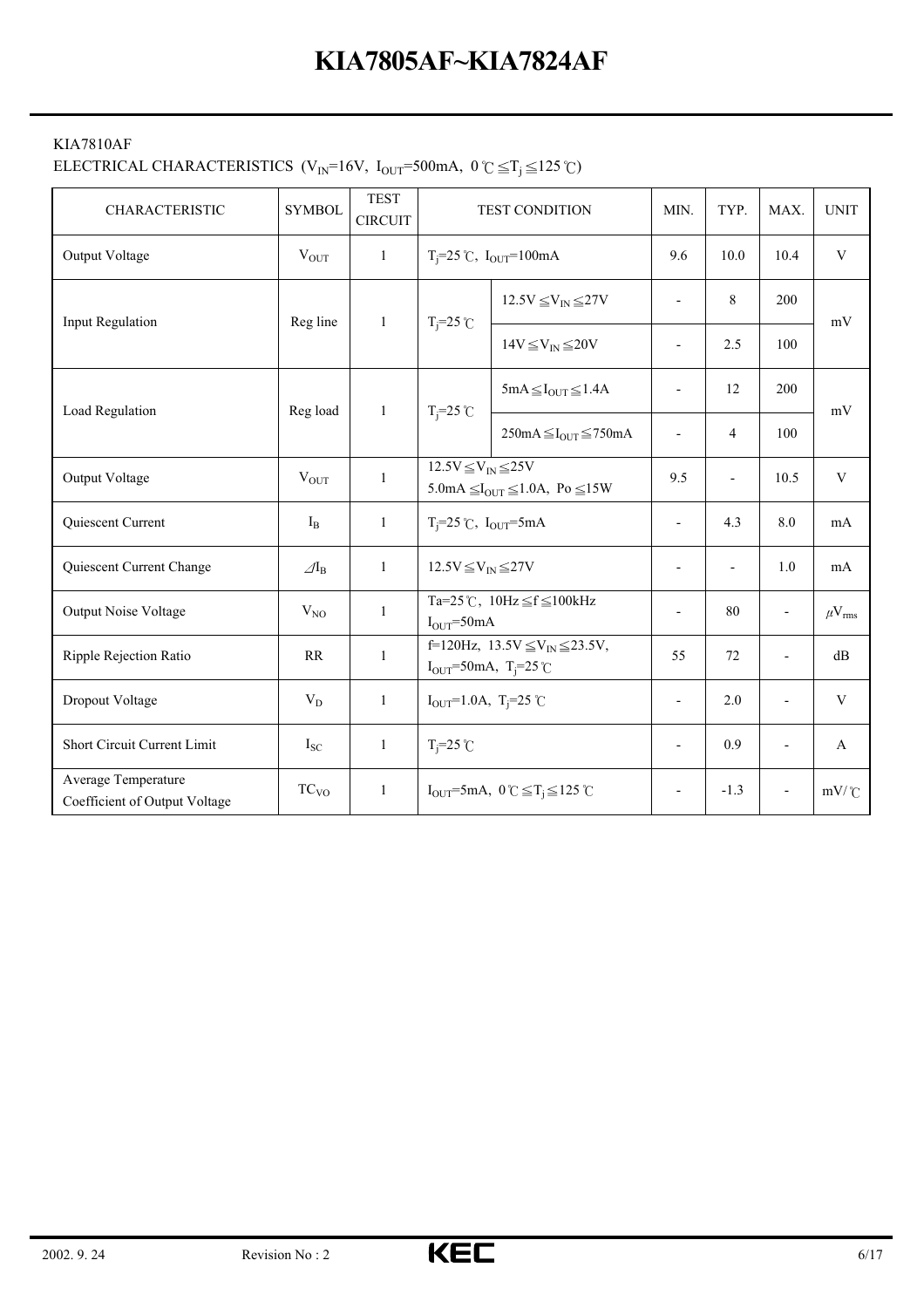# KIA7805AF~KIA7824AF

KIA7810AF

ELECTRICAL CHARACTERISTICS ($V_{IN}$=16V, $I_{OUT}$=500mA, 0℃≦$T_j$≦125℃)

| CHARACTERISTIC | SYMBOL | TEST CIRCUIT | TEST CONDITION | | MIN. | TYP. | MAX. | UNIT |
|---|---|---|---|---|---|---|---|---|
| Output Voltage | $V_{OUT}$ | 1 | $T_j$=25℃, $I_{OUT}$=100mA | | 9.6 | 10.0 | 10.4 | V |
| Input Regulation | Reg line | 1 | $T_j$=25℃ | 12.5V≦$V_{IN}$≦27V | - | 8 | 200 | mV |
| | | | | 14V≦$V_{IN}$≦20V | - | 2.5 | 100 | |
| Load Regulation | Reg load | 1 | $T_j$=25℃ | 5mA≦$I_{OUT}$≦1.4A | - | 12 | 200 | mV |
| | | | | 250mA≦$I_{OUT}$≦750mA | - | 4 | 100 | |
| Output Voltage | $V_{OUT}$ | 1 | 12.5V≦$V_{IN}$≦25V<br>5.0mA≦$I_{OUT}$≦1.0A, Po≦15W | | 9.5 | - | 10.5 | V |
| Quiescent Current | $I_B$ | 1 | $T_j$=25℃, $I_{OUT}$=5mA | | - | 4.3 | 8.0 | mA |
| Quiescent Current Change | $\Delta I_B$ | 1 | 12.5V≦$V_{IN}$≦27V | | - | - | 1.0 | mA |
| Output Noise Voltage | $V_{NO}$ | 1 | Ta=25℃, 10Hz≦f≦100kHz<br>$I_{OUT}$=50mA | | - | 80 | - | $\mu V_{rms}$ |
| Ripple Rejection Ratio | RR | 1 | f=120Hz, 13.5V≦$V_{IN}$≦23.5V,<br>$I_{OUT}$=50mA, $T_j$=25℃ | | 55 | 72 | - | dB |
| Dropout Voltage | $V_D$ | 1 | $I_{OUT}$=1.0A, $T_j$=25℃ | | - | 2.0 | - | V |
| Short Circuit Current Limit | $I_{SC}$ | 1 | $T_j$=25℃ | | - | 0.9 | - | A |
| Average Temperature Coefficient of Output Voltage | $TC_{VO}$ | 1 | $I_{OUT}$=5mA, 0℃≦$T_j$≦125℃ | | - | -1.3 | - | mV/℃ |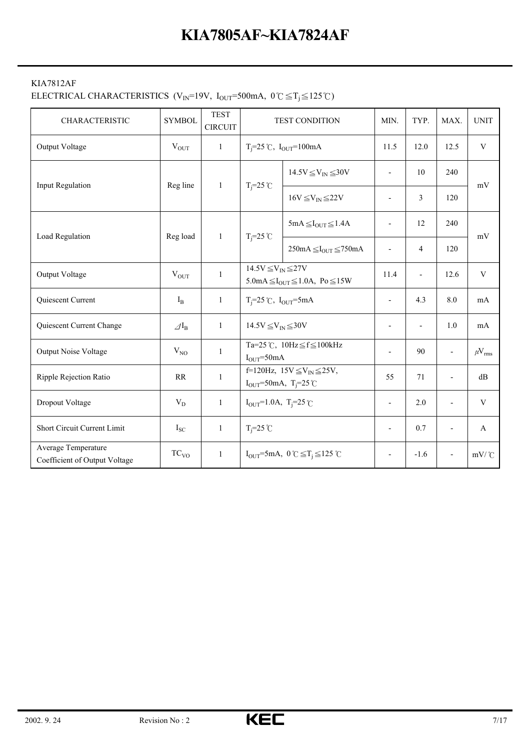# KIA7805AF~KIA7824AF

KIA7812AF

ELECTRICAL CHARACTERISTICS ($V_{IN}$=19V, $I_{OUT}$=500mA, 0℃≦$T_j$≦125℃)

| CHARACTERISTIC | SYMBOL | TEST CIRCUIT | TEST CONDITION | | MIN. | TYP. | MAX. | UNIT |
|---|---|---|---|---|---|---|---|---|
| Output Voltage | $V_{OUT}$ | 1 | $T_j$=25℃, $I_{OUT}$=100mA | | 11.5 | 12.0 | 12.5 | V |
| Input Regulation | Reg line | 1 | $T_j$=25℃ | 14.5V≦$V_{IN}$≦30V | - | 10 | 240 | mV |
| | | | | 16V≦$V_{IN}$≦22V | - | 3 | 120 | |
| Load Regulation | Reg load | 1 | $T_j$=25℃ | 5mA≦$I_{OUT}$≦1.4A | - | 12 | 240 | mV |
| | | | | 250mA≦$I_{OUT}$≦750mA | - | 4 | 120 | |
| Output Voltage | $V_{OUT}$ | 1 | 14.5V≦$V_{IN}$≦27V<br>5.0mA≦$I_{OUT}$≦1.0A, Po≦15W | | 11.4 | - | 12.6 | V |
| Quiescent Current | $I_B$ | 1 | $T_j$=25℃, $I_{OUT}$=5mA | | - | 4.3 | 8.0 | mA |
| Quiescent Current Change | $\Delta I_B$ | 1 | 14.5V≦$V_{IN}$≦30V | | - | - | 1.0 | mA |
| Output Noise Voltage | $V_{NO}$ | 1 | Ta=25℃, 10Hz≦f≦100kHz<br>$I_{OUT}$=50mA | | - | 90 | - | $\mu V_{rms}$ |
| Ripple Rejection Ratio | RR | 1 | f=120Hz, 15V≦$V_{IN}$≦25V,<br>$I_{OUT}$=50mA, $T_j$=25℃ | | 55 | 71 | - | dB |
| Dropout Voltage | $V_D$ | 1 | $I_{OUT}$=1.0A, $T_j$=25℃ | | - | 2.0 | - | V |
| Short Circuit Current Limit | $I_{SC}$ | 1 | $T_j$=25℃ | | - | 0.7 | - | A |
| Average Temperature Coefficient of Output Voltage | $TC_{VO}$ | 1 | $I_{OUT}$=5mA, 0℃≦$T_j$≦125℃ | | - | -1.6 | - | mV/℃ |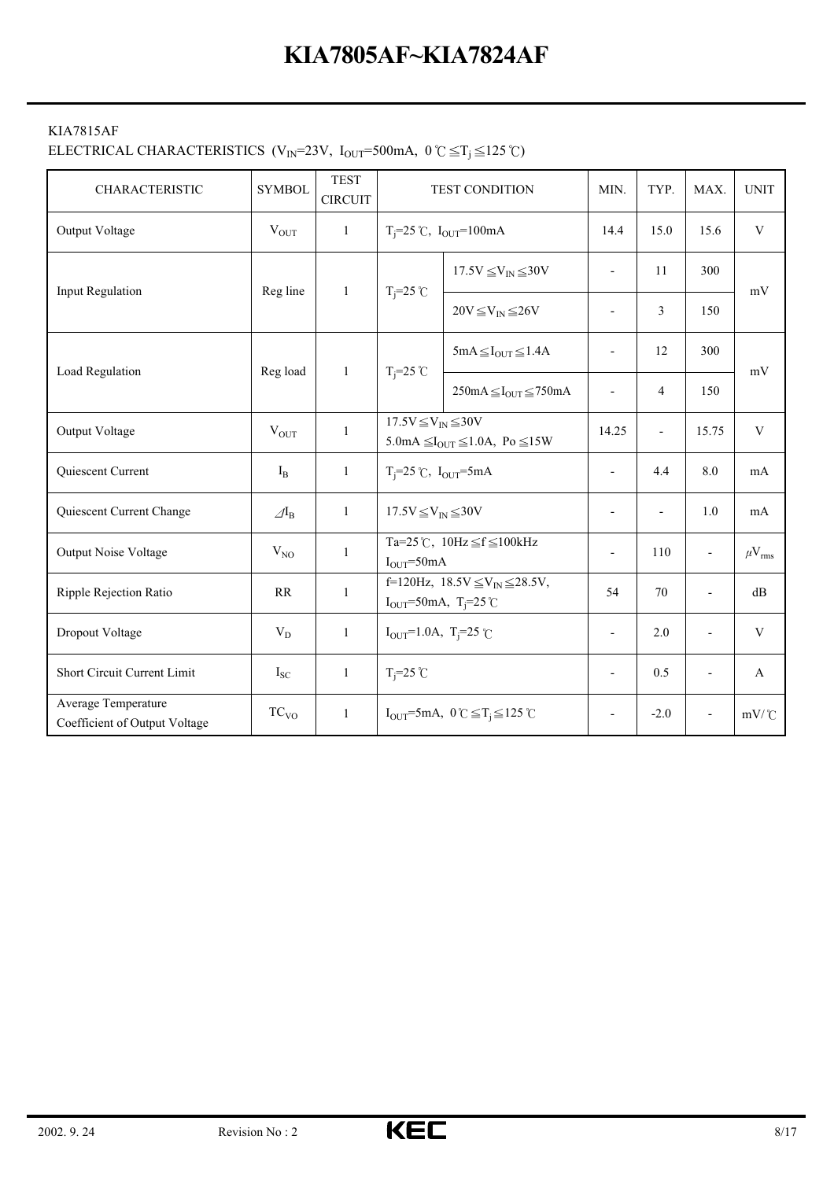KIA7815AF

ELECTRICAL CHARACTERISTICS ($V_{IN}$=23V, $I_{OUT}$=500mA, 0℃≦$T_j$≦125℃)

| CHARACTERISTIC | SYMBOL | TEST CIRCUIT | TEST CONDITION | | MIN. | TYP. | MAX. | UNIT |
|---|---|---|---|---|---|---|---|---|
| Output Voltage | $V_{OUT}$ | 1 | $T_j$=25℃, $I_{OUT}$=100mA | | 14.4 | 15.0 | 15.6 | V |
| Input Regulation | Reg line | 1 | $T_j$=25℃ | 17.5V≦$V_{IN}$≦30V | - | 11 | 300 | mV |
| | | | | 20V≦$V_{IN}$≦26V | - | 3 | 150 | |
| Load Regulation | Reg load | 1 | $T_j$=25℃ | 5mA≦$I_{OUT}$≦1.4A | - | 12 | 300 | mV |
| | | | | 250mA≦$I_{OUT}$≦750mA | - | 4 | 150 | |
| Output Voltage | $V_{OUT}$ | 1 | 17.5V≦$V_{IN}$≦30V 5.0mA≦$I_{OUT}$≦1.0A, Po≦15W | | 14.25 | - | 15.75 | V |
| Quiescent Current | $I_B$ | 1 | $T_j$=25℃, $I_{OUT}$=5mA | | - | 4.4 | 8.0 | mA |
| Quiescent Current Change | $\Delta I_B$ | 1 | 17.5V≦$V_{IN}$≦30V | | - | - | 1.0 | mA |
| Output Noise Voltage | $V_{NO}$ | 1 | Ta=25℃, 10Hz≦f≦100kHz $I_{OUT}$=50mA | | - | 110 | - | $\mu V_{rms}$ |
| Ripple Rejection Ratio | RR | 1 | f=120Hz, 18.5V≦$V_{IN}$≦28.5V, $I_{OUT}$=50mA, $T_j$=25℃ | | 54 | 70 | - | dB |
| Dropout Voltage | $V_D$ | 1 | $I_{OUT}$=1.0A, $T_j$=25℃ | | - | 2.0 | - | V |
| Short Circuit Current Limit | $I_{SC}$ | 1 | $T_j$=25℃ | | - | 0.5 | - | A |
| Average Temperature Coefficient of Output Voltage | $TC_{VO}$ | 1 | $I_{OUT}$=5mA, 0℃≦$T_j$≦125℃ | | - | -2.0 | - | mV/℃ |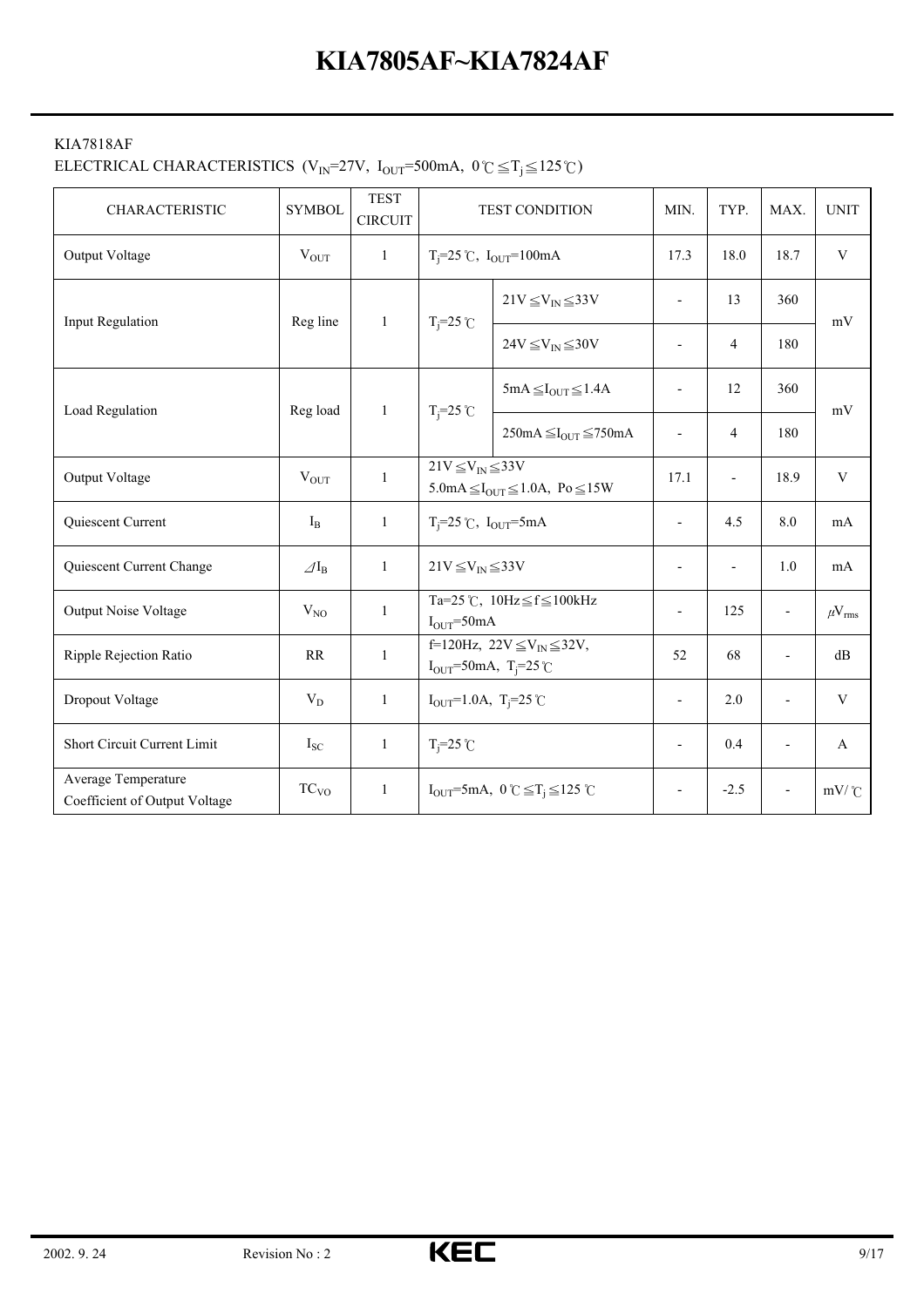KIA7818AF

ELECTRICAL CHARACTERISTICS ($V_{IN}$=27V, $I_{OUT}$=500mA, 0℃≦$T_j$≦125℃)

| CHARACTERISTIC | SYMBOL | TEST CIRCUIT | TEST CONDITION | | MIN. | TYP. | MAX. | UNIT |
|---|---|---|---|---|---|---|---|---|
| Output Voltage | $V_{OUT}$ | 1 | $T_j$=25℃, $I_{OUT}$=100mA | | 17.3 | 18.0 | 18.7 | V |
| Input Regulation | Reg line | 1 | $T_j$=25℃ | 21V≦$V_{IN}$≦33V | - | 13 | 360 | mV |
| | | | | 24V≦$V_{IN}$≦30V | - | 4 | 180 | |
| Load Regulation | Reg load | 1 | $T_j$=25℃ | 5mA≦$I_{OUT}$≦1.4A | - | 12 | 360 | mV |
| | | | | 250mA≦$I_{OUT}$≦750mA | - | 4 | 180 | |
| Output Voltage | $V_{OUT}$ | 1 | 21V≦$V_{IN}$≦33V 5.0mA≦$I_{OUT}$≦1.0A, Po≦15W | | 17.1 | - | 18.9 | V |
| Quiescent Current | $I_B$ | 1 | $T_j$=25℃, $I_{OUT}$=5mA | | - | 4.5 | 8.0 | mA |
| Quiescent Current Change | $\Delta I_B$ | 1 | 21V≦$V_{IN}$≦33V | | - | - | 1.0 | mA |
| Output Noise Voltage | $V_{NO}$ | 1 | Ta=25℃, 10Hz≦f≦100kHz $I_{OUT}$=50mA | | - | 125 | - | $\mu V_{rms}$ |
| Ripple Rejection Ratio | RR | 1 | f=120Hz, 22V≦$V_{IN}$≦32V, $I_{OUT}$=50mA, $T_j$=25℃ | | 52 | 68 | - | dB |
| Dropout Voltage | $V_D$ | 1 | $I_{OUT}$=1.0A, $T_j$=25℃ | | - | 2.0 | - | V |
| Short Circuit Current Limit | $I_{SC}$ | 1 | $T_j$=25℃ | | - | 0.4 | - | A |
| Average Temperature Coefficient of Output Voltage | $TC_{VO}$ | 1 | $I_{OUT}$=5mA, 0℃≦$T_j$≦125℃ | | - | -2.5 | - | mV/℃ |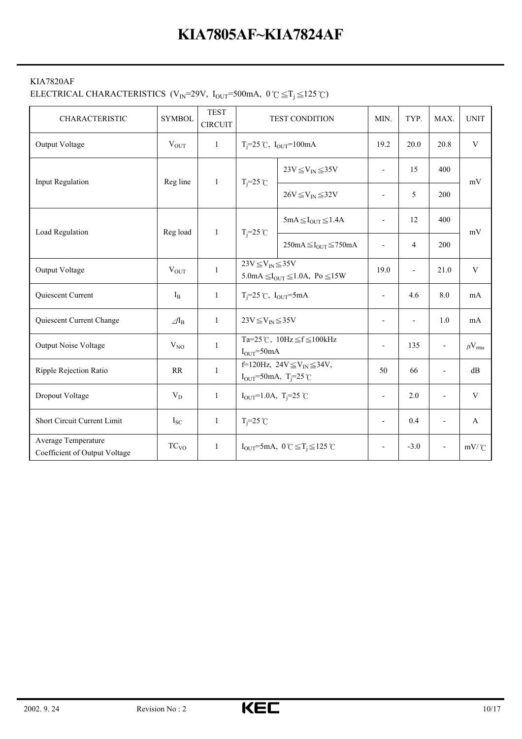KIA7820AF

ELECTRICAL CHARACTERISTICS ($V_{IN}$=29V, $I_{OUT}$=500mA, 0℃≦$T_j$≦125℃)

| CHARACTERISTIC | SYMBOL | TEST CIRCUIT | TEST CONDITION | | MIN. | TYP. | MAX. | UNIT |
|---|---|---|---|---|---|---|---|---|
| Output Voltage | $V_{OUT}$ | 1 | $T_j$=25℃, $I_{OUT}$=100mA | | 19.2 | 20.0 | 20.8 | V |
| Input Regulation | Reg line | 1 | $T_j$=25℃ | 23V≦$V_{IN}$≦35V | - | 15 | 400 | mV |
| | | | | 26V≦$V_{IN}$≦32V | - | 5 | 200 | |
| Load Regulation | Reg load | 1 | $T_j$=25℃ | 5mA≦$I_{OUT}$≦1.4A | - | 12 | 400 | mV |
| | | | | 250mA≦$I_{OUT}$≦750mA | - | 4 | 200 | |
| Output Voltage | $V_{OUT}$ | 1 | 23V≦$V_{IN}$≦35V 5.0mA≦$I_{OUT}$≦1.0A, Po≦15W | | 19.0 | - | 21.0 | V |
| Quiescent Current | $I_B$ | 1 | $T_j$=25℃, $I_{OUT}$=5mA | | - | 4.6 | 8.0 | mA |
| Quiescent Current Change | $\Delta I_B$ | 1 | 23V≦$V_{IN}$≦35V | | - | - | 1.0 | mA |
| Output Noise Voltage | $V_{NO}$ | 1 | Ta=25℃, 10Hz≦f≦100kHz $I_{OUT}$=50mA | | - | 135 | - | $\mu V_{rms}$ |
| Ripple Rejection Ratio | RR | 1 | f=120Hz, 24V≦$V_{IN}$≦34V, $I_{OUT}$=50mA, $T_j$=25℃ | | 50 | 66 | - | dB |
| Dropout Voltage | $V_D$ | 1 | $I_{OUT}$=1.0A, $T_j$=25℃ | | - | 2.0 | - | V |
| Short Circuit Current Limit | $I_{SC}$ | 1 | $T_j$=25℃ | | - | 0.4 | - | A |
| Average Temperature Coefficient of Output Voltage | $TC_{VO}$ | 1 | $I_{OUT}$=5mA, 0℃≦$T_j$≦125℃ | | - | -3.0 | - | mV/℃ |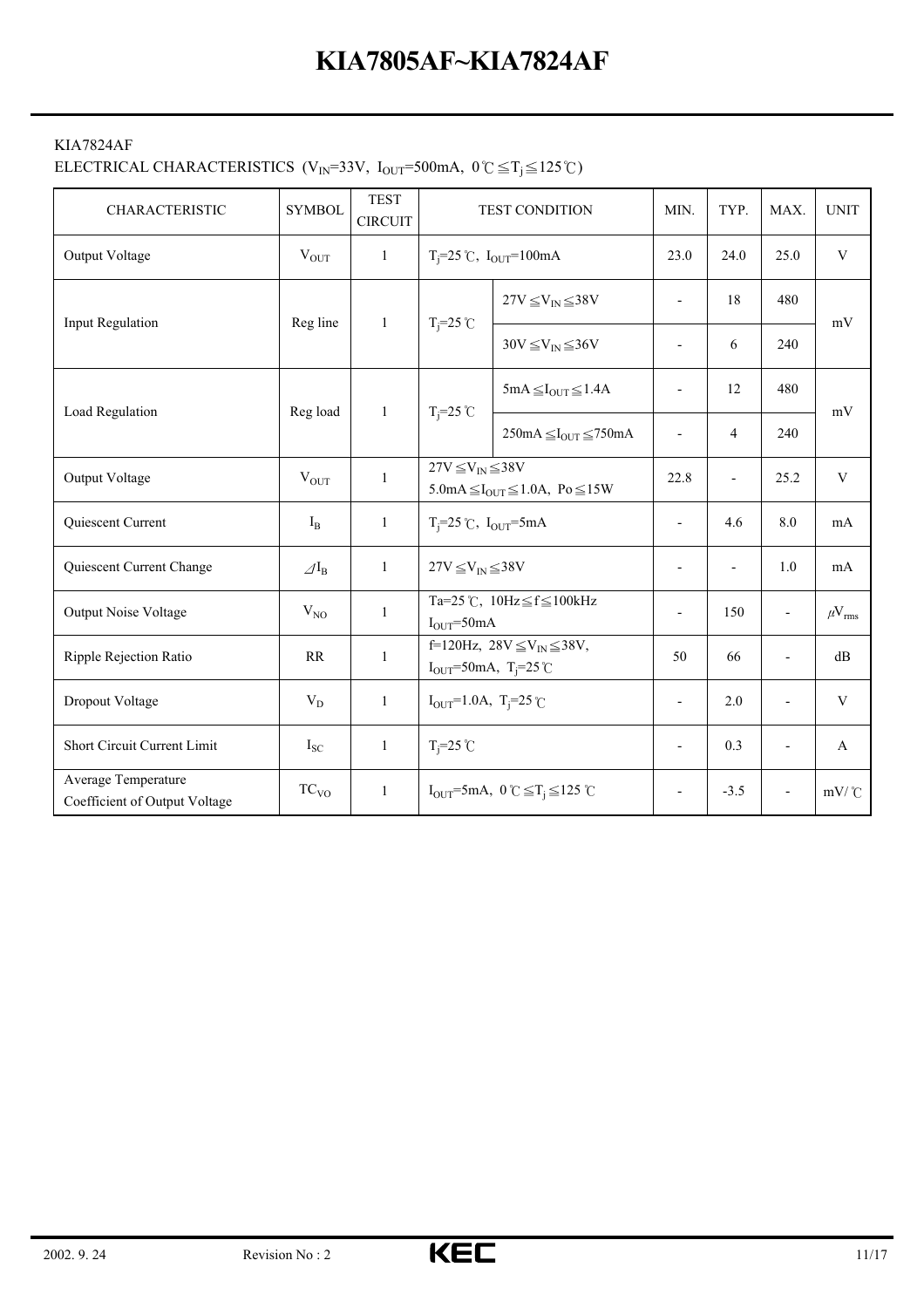# KIA7805AF~KIA7824AF

KIA7824AF

ELECTRICAL CHARACTERISTICS ($V_{IN}$=33V, $I_{OUT}$=500mA, 0℃≦$T_j$≦125℃)

| CHARACTERISTIC | SYMBOL | TEST CIRCUIT | TEST CONDITION | | MIN. | TYP. | MAX. | UNIT |
|---|---|---|---|---|---|---|---|---|
| Output Voltage | $V_{OUT}$ | 1 | $T_j$=25℃, $I_{OUT}$=100mA | | 23.0 | 24.0 | 25.0 | V |
| Input Regulation | Reg line | 1 | $T_j$=25℃ | 27V≦$V_{IN}$≦38V | - | 18 | 480 | mV |
| | | | | 30V≦$V_{IN}$≦36V | - | 6 | 240 | |
| Load Regulation | Reg load | 1 | $T_j$=25℃ | 5mA≦$I_{OUT}$≦1.4A | - | 12 | 480 | mV |
| | | | | 250mA≦$I_{OUT}$≦750mA | - | 4 | 240 | |
| Output Voltage | $V_{OUT}$ | 1 | 27V≦$V_{IN}$≦38V<br>5.0mA≦$I_{OUT}$≦1.0A, Po≦15W | | 22.8 | - | 25.2 | V |
| Quiescent Current | $I_B$ | 1 | $T_j$=25℃, $I_{OUT}$=5mA | | - | 4.6 | 8.0 | mA |
| Quiescent Current Change | $\Delta I_B$ | 1 | 27V≦$V_{IN}$≦38V | | - | - | 1.0 | mA |
| Output Noise Voltage | $V_{NO}$ | 1 | Ta=25℃, 10Hz≦f≦100kHz<br>$I_{OUT}$=50mA | | - | 150 | - | $\mu V_{rms}$ |
| Ripple Rejection Ratio | RR | 1 | f=120Hz, 28V≦$V_{IN}$≦38V,<br>$I_{OUT}$=50mA, $T_j$=25℃ | | 50 | 66 | - | dB |
| Dropout Voltage | $V_D$ | 1 | $I_{OUT}$=1.0A, $T_j$=25℃ | | - | 2.0 | - | V |
| Short Circuit Current Limit | $I_{SC}$ | 1 | $T_j$=25℃ | | - | 0.3 | - | A |
| Average Temperature Coefficient of Output Voltage | $TC_{VO}$ | 1 | $I_{OUT}$=5mA, 0℃≦$T_j$≦125℃ | | - | -3.5 | - | mV/℃ |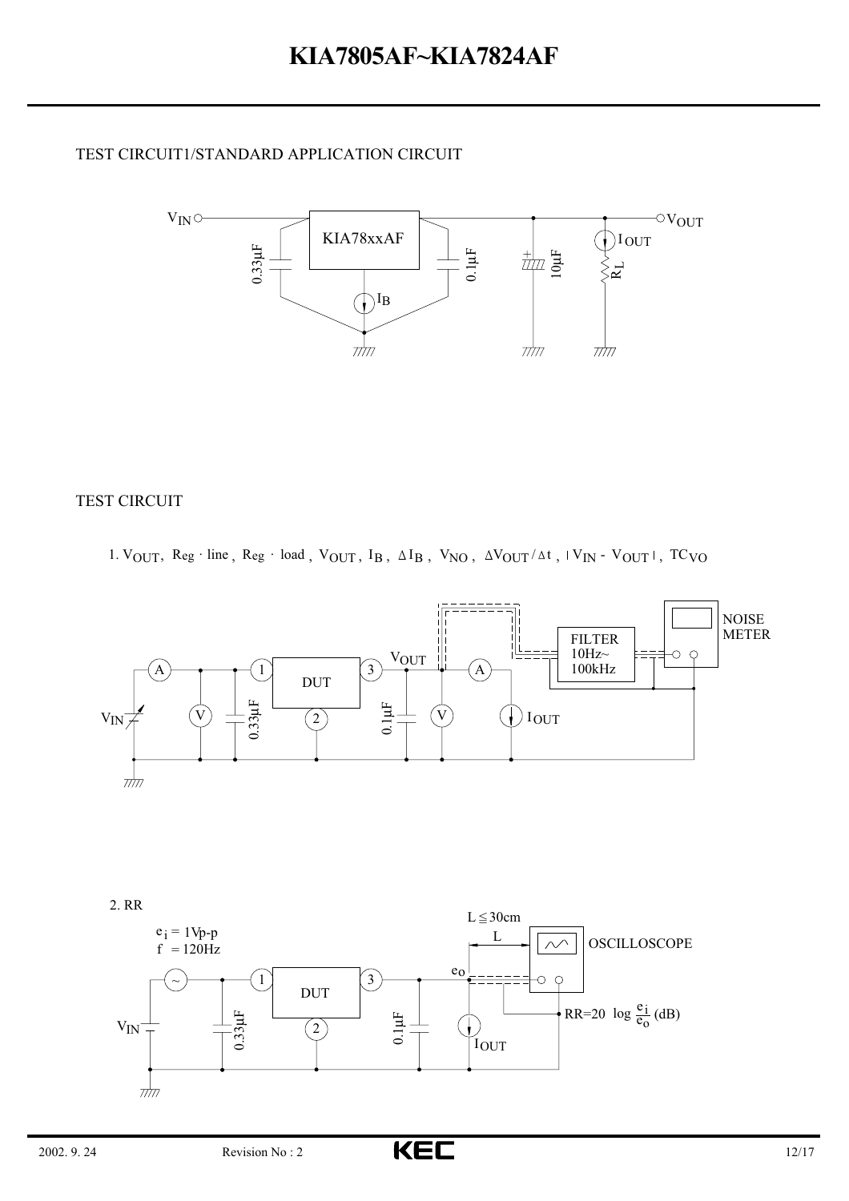## TEST CIRCUIT1/STANDARD APPLICATION CIRCUIT

$V_{IN}$ — KIA78xxAF — $V_{OUT}$

0.33μF, 0.1μF, 10μF, $I_B$, $I_{OUT}$, $R_L$

## TEST CIRCUIT

1. $V_{OUT}$, $Reg \cdot line$, $Reg \cdot load$, $V_{OUT}$, $I_B$, $\Delta I_B$, $V_{NO}$, $\Delta V_{OUT}/\Delta t$, $|V_{IN}$ - $V_{OUT}|$, $TC_{VO}$

$V_{IN}$, A, V, 0.33μF, DUT (1, 2, 3), $V_{OUT}$, 0.1μF, V, A, $I_{OUT}$, FILTER 10Hz~100kHz, NOISE METER

2. RR

$e_i$ = 1Vp-p
f = 120Hz

$V_{IN}$, 0.33μF, DUT (1, 2, 3), 0.1μF, $I_{OUT}$, $e_o$, L ≦ 30cm, OSCILLOSCOPE

$$RR = 20 \log \frac{e_i}{e_o} \text{ (dB)}$$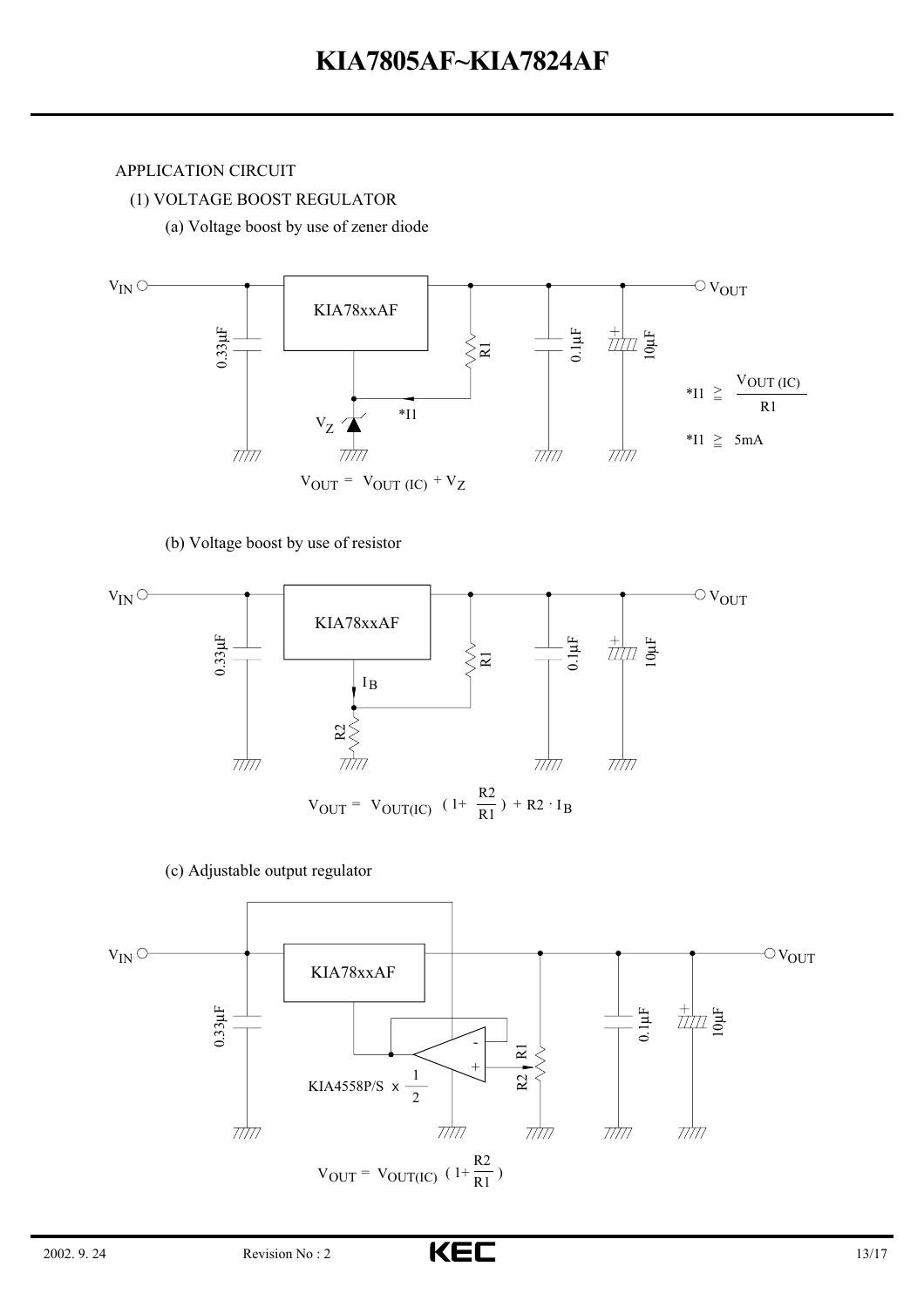APPLICATION CIRCUIT

(1) VOLTAGE BOOST REGULATOR

(a) Voltage boost by use of zener diode

$V_{IN}$ — KIA78xxAF — $V_{OUT}$

0.33μF, R1, 0.1μF, 10μF, $V_Z$, *I1

$*I1 \geqq \frac{V_{OUT\ (IC)}}{R1}$

$*I1 \geqq 5mA$

$$V_{OUT} = V_{OUT\ (IC)} + V_Z$$

(b) Voltage boost by use of resistor

$V_{IN}$ — KIA78xxAF — $V_{OUT}$

0.33μF, R1, R2, $I_B$, 0.1μF, 10μF

$$V_{OUT} = V_{OUT(IC)} \left(1 + \frac{R2}{R1}\right) + R2 \cdot I_B$$

(c) Adjustable output regulator

$V_{IN}$ — KIA78xxAF — $V_{OUT}$

0.33μF, KIA4558P/S x $\frac{1}{2}$, R1, R2, 0.1μF, 10μF

$$V_{OUT} = V_{OUT(IC)} \left(1 + \frac{R2}{R1}\right)$$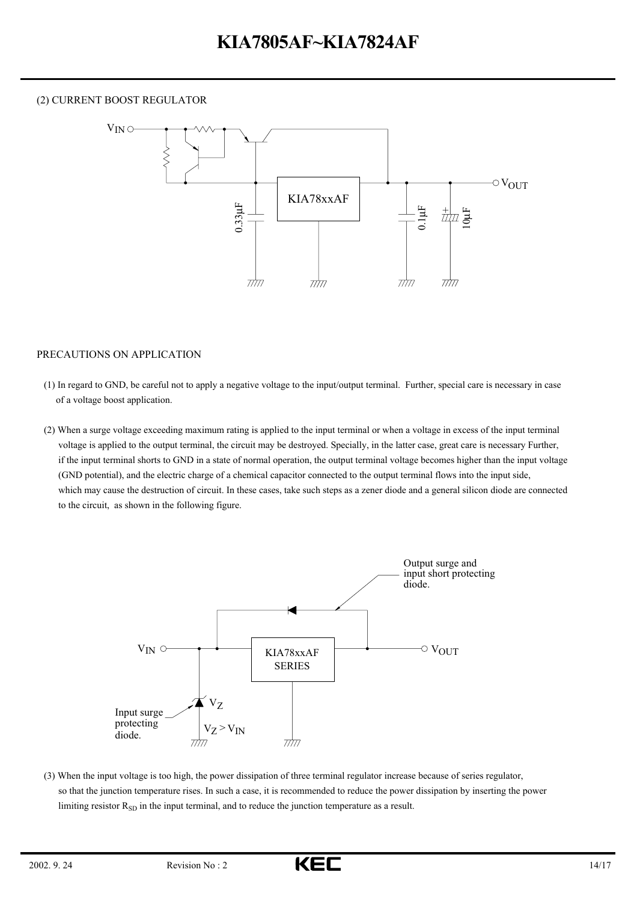(2) CURRENT BOOST REGULATOR

PRECAUTIONS ON APPLICATION

(1) In regard to GND, be careful not to apply a negative voltage to the input/output terminal. Further, special care is necessary in case of a voltage boost application.

(2) When a surge voltage exceeding maximum rating is applied to the input terminal or when a voltage in excess of the input terminal voltage is applied to the output terminal, the circuit may be destroyed. Specially, in the latter case, great care is necessary Further, if the input terminal shorts to GND in a state of normal operation, the output terminal voltage becomes higher than the input voltage (GND potential), and the electric charge of a chemical capacitor connected to the output terminal flows into the input side, which may cause the destruction of circuit. In these cases, take such steps as a zener diode and a general silicon diode are connected to the circuit, as shown in the following figure.

(3) When the input voltage is too high, the power dissipation of three terminal regulator increase because of series regulator, so that the junction temperature rises. In such a case, it is recommended to reduce the power dissipation by inserting the power limiting resistor $R_{SD}$ in the input terminal, and to reduce the junction temperature as a result.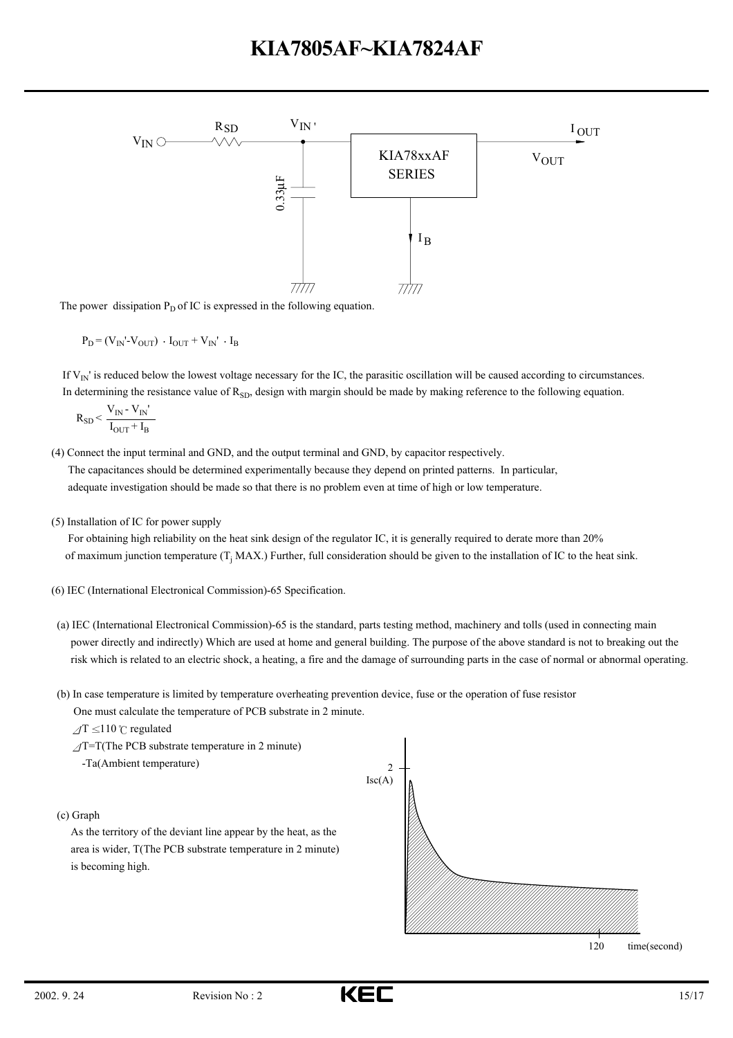The power dissipation $P_D$ of IC is expressed in the following equation.

$$P_D = (V_{IN}' - V_{OUT}) \cdot I_{OUT} + V_{IN}' \cdot I_B$$

If $V_{IN}'$ is reduced below the lowest voltage necessary for the IC, the parasitic oscillation will be caused according to circumstances. In determining the resistance value of $R_{SD}$, design with margin should be made by making reference to the following equation.

$$R_{SD} < \frac{V_{IN} - V_{IN}'}{I_{OUT} + I_B}$$

(4) Connect the input terminal and GND, and the output terminal and GND, by capacitor respectively.
The capacitances should be determined experimentally because they depend on printed patterns. In particular, adequate investigation should be made so that there is no problem even at time of high or low temperature.

(5) Installation of IC for power supply
For obtaining high reliability on the heat sink design of the regulator IC, it is generally required to derate more than 20% of maximum junction temperature ($T_j$ MAX.) Further, full consideration should be given to the installation of IC to the heat sink.

(6) IEC (International Electronical Commission)-65 Specification.

(a) IEC (International Electronical Commission)-65 is the standard, parts testing method, machinery and tolls (used in connecting main power directly and indirectly) Which are used at home and general building. The purpose of the above standard is not to breaking out the risk which is related to an electric shock, a heating, a fire and the damage of surrounding parts in the case of normal or abnormal operating.

(b) In case temperature is limited by temperature overheating prevention device, fuse or the operation of fuse resistor
One must calculate the temperature of PCB substrate in 2 minute.
$\Delta T \leq 110$ ℃ regulated
$\Delta T$=T(The PCB substrate temperature in 2 minute)
-Ta(Ambient temperature)

(c) Graph
As the territory of the deviant line appear by the heat, as the area is wider, T(The PCB substrate temperature in 2 minute) is becoming high.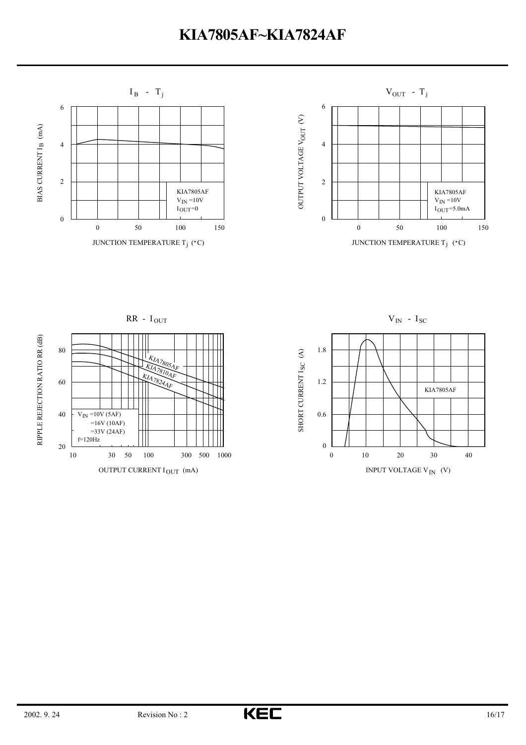$I_B$ - $T_j$

BIAS CURRENT $I_B$ (mA)

KIA7805AF
$V_{IN}$ =10V
$I_{OUT}$=0

JUNCTION TEMPERATURE $T_j$ (°C)

$V_{OUT}$ - $T_j$

OUTPUT VOLTAGE $V_{OUT}$ (V)

KIA7805AF
$V_{IN}$ =10V
$I_{OUT}$=5.0mA

JUNCTION TEMPERATURE $T_j$ (°C)

RR - $I_{OUT}$

RIPPLE REJECTION RATIO RR (dB)

KIA7805AF
KIA7810AF
KIA7824AF

$V_{IN}$ =10V (5AF)
=16V (10AF)
=33V (24AF)
f=120Hz

OUTPUT CURRENT $I_{OUT}$ (mA)

$V_{IN}$ - $I_{SC}$

SHORT CURRENT $I_{SC}$ (A)

KIA7805AF

INPUT VOLTAGE $V_{IN}$ (V)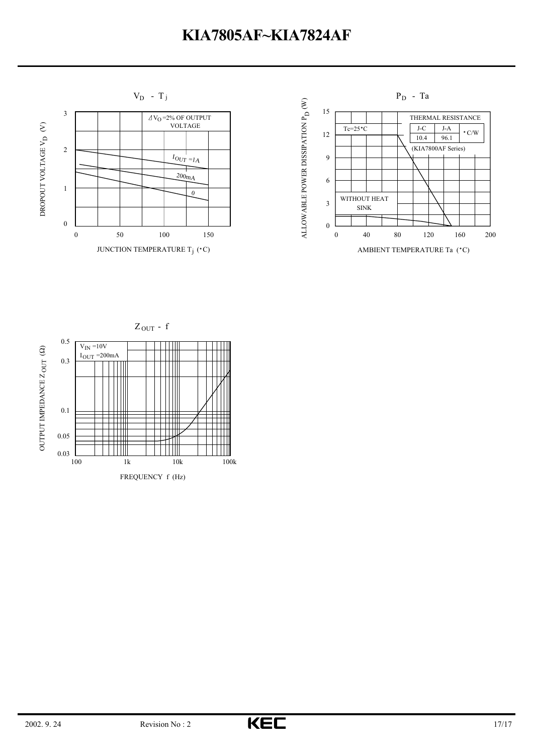$V_D$ - $T_j$

$\Delta V_O$ =2% OF OUTPUT VOLTAGE

$I_{OUT}$ =1A

200mA

0

DROPOUT VOLTAGE $V_D$ (V)

3

2

1

0

0

50

100

150

JUNCTION TEMPERATURE $T_j$ (°C)

$P_D$ - Ta

THERMAL RESISTANCE

| J-C | J-A | °C/W |
|---|---|---|
| 10.4 | 96.1 | |

(KIA7800AF Series)

Tc=25°C

WITHOUT HEAT SINK

ALLOWABLE POWER DISSIPATION $P_D$ (W)

15

12

9

6

3

0

0

40

80

120

160

200

AMBIENT TEMPERATURE Ta (°C)

$Z_{OUT}$ - f

$V_{IN}$ =10V

$I_{OUT}$ =200mA

OUTPUT IMPEDANCE $Z_{OUT}$ (Ω)

0.5

0.3

0.1

0.05

0.03

100

1k

10k

100k

FREQUENCY f (Hz)